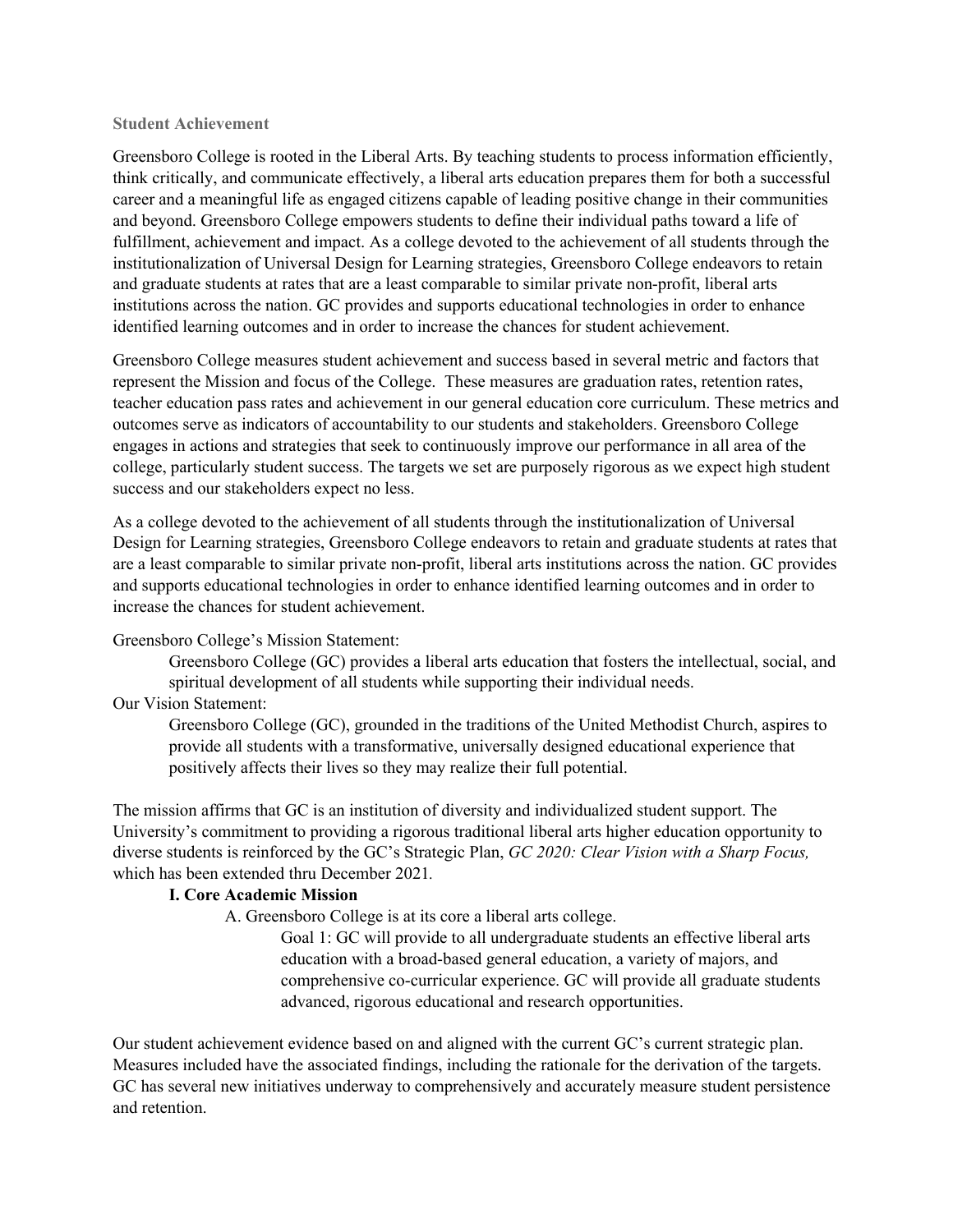## Student Achievement

Greensboro College is rooted in the Liberal Arts. By teaching students to process information efficiently, think critically, and communicate effectively, a liberal arts education prepares them for both a successful career and a meaningful life as engaged citizens capable of leading positive change in their communities and beyond. Greensboro College empowers students to define their individual paths toward a life of fulfillment, achievement and impact. As a college devoted to the achievement of all students through the institutionalization of Universal Design for Learning strategies, Greensboro College endeavors to retain and graduate students at rates that are a least comparable to similar private non-profit, liberal arts institutions across the nation. GC provides and supports educational technologies in order to enhance identified learning outcomes and in order to increase the chances for student achievement.

Greensboro College measures student achievement and success based in several metric and factors that represent the Mission and focus of the College. These measures are graduation rates, retention rates, teacher education pass rates and achievement in our general education core curriculum. These metrics and outcomes serve as indicators of accountability to our students and stakeholders. Greensboro College engages in actions and strategies that seek to continuously improve our performance in all area of the college, particularly student success. The targets we set are purposely rigorous as we expect high student success and our stakeholders expect no less.

As a college devoted to the achievement of all students through the institutionalization of Universal Design for Learning strategies, Greensboro College endeavors to retain and graduate students at rates that are a least comparable to similar private non-profit, liberal arts institutions across the nation. GC provides and supports educational technologies in order to enhance identified learning outcomes and in order to increase the chances for student achievement.

Greensboro College's Mission Statement:

> Greensboro College (GC) provides a liberal arts education that fosters the intellectual, social, and spiritual development of all students while supporting their individual needs.

Our Vision Statement:

> Greensboro College (GC), grounded in the traditions of the United Methodist Church, aspires to provide all students with a transformative, universally designed educational experience that positively affects their lives so they may realize their full potential.

The mission affirms that GC is an institution of diversity and individualized student support. The University's commitment to providing a rigorous traditional liberal arts higher education opportunity to diverse students is reinforced by the GC's Strategic Plan, *GC 2020: Clear Vision with a Sharp Focus,* which has been extended thru December 2021.

**I. Core Academic Mission**

A. Greensboro College is at its core a liberal arts college.

Goal 1: GC will provide to all undergraduate students an effective liberal arts education with a broad-based general education, a variety of majors, and comprehensive co-curricular experience. GC will provide all graduate students advanced, rigorous educational and research opportunities.

Our student achievement evidence based on and aligned with the current GC's current strategic plan. Measures included have the associated findings, including the rationale for the derivation of the targets. GC has several new initiatives underway to comprehensively and accurately measure student persistence and retention.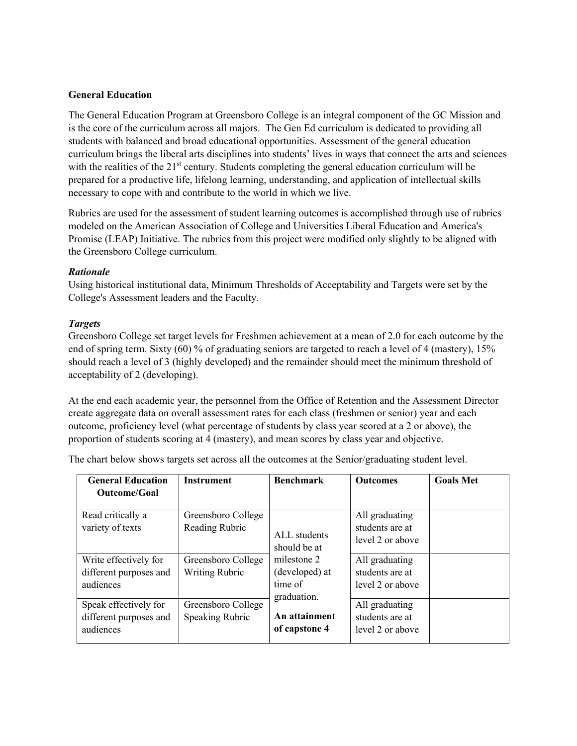**General Education**

The General Education Program at Greensboro College is an integral component of the GC Mission and is the core of the curriculum across all majors. The Gen Ed curriculum is dedicated to providing all students with balanced and broad educational opportunities. Assessment of the general education curriculum brings the liberal arts disciplines into students' lives in ways that connect the arts and sciences with the realities of the 21st century. Students completing the general education curriculum will be prepared for a productive life, lifelong learning, understanding, and application of intellectual skills necessary to cope with and contribute to the world in which we live.

Rubrics are used for the assessment of student learning outcomes is accomplished through use of rubrics modeled on the American Association of College and Universities Liberal Education and America's Promise (LEAP) Initiative. The rubrics from this project were modified only slightly to be aligned with the Greensboro College curriculum.

***Rationale***

Using historical institutional data, Minimum Thresholds of Acceptability and Targets were set by the College's Assessment leaders and the Faculty.

***Targets***

Greensboro College set target levels for Freshmen achievement at a mean of 2.0 for each outcome by the end of spring term. Sixty (60) % of graduating seniors are targeted to reach a level of 4 (mastery), 15% should reach a level of 3 (highly developed) and the remainder should meet the minimum threshold of acceptability of 2 (developing).

At the end each academic year, the personnel from the Office of Retention and the Assessment Director create aggregate data on overall assessment rates for each class (freshmen or senior) year and each outcome, proficiency level (what percentage of students by class year scored at a 2 or above), the proportion of students scoring at 4 (mastery), and mean scores by class year and objective.

The chart below shows targets set across all the outcomes at the Senior/graduating student level.

| General Education Outcome/Goal | Instrument | Benchmark | Outcomes | Goals Met |
|---|---|---|---|---|
| Read critically a variety of texts | Greensboro College Reading Rubric | ALL students should be at milestone 2 (developed) at time of graduation. **An attainment of capstone 4** | All graduating students are at level 2 or above | |
| Write effectively for different purposes and audiences | Greensboro College Writing Rubric | | All graduating students are at level 2 or above | |
| Speak effectively for different purposes and audiences | Greensboro College Speaking Rubric | | All graduating students are at level 2 or above | |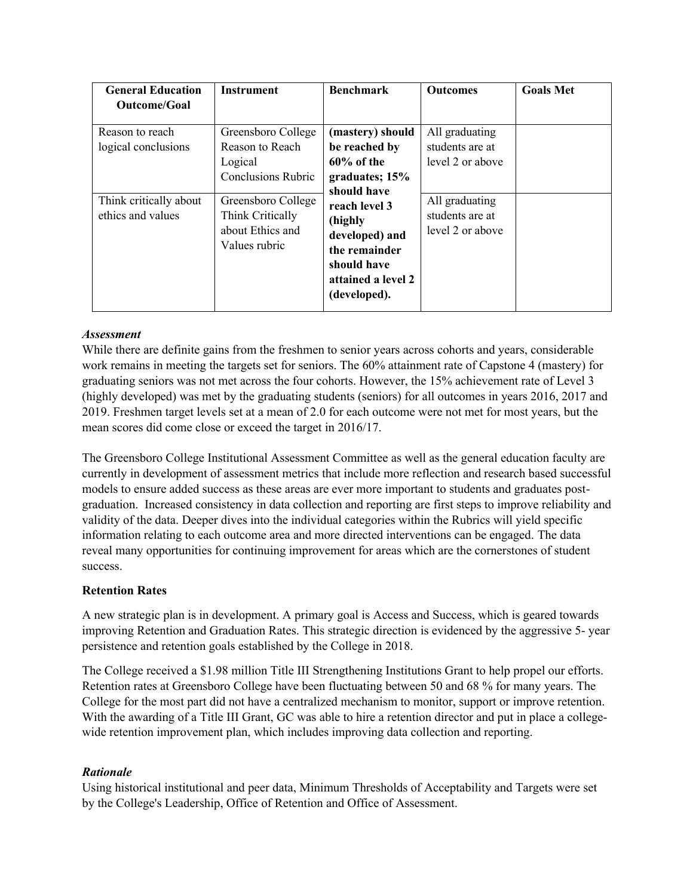| General Education Outcome/Goal | Instrument | Benchmark | Outcomes | Goals Met |
|---|---|---|---|---|
| Reason to reach logical conclusions | Greensboro College Reason to Reach Logical Conclusions Rubric | **(mastery) should be reached by 60% of the graduates; 15% should have reach level 3 (highly developed) and the remainder should have attained a level 2 (developed).** | All graduating students are at level 2 or above | |
| Think critically about ethics and values | Greensboro College Think Critically about Ethics and Values rubric | | All graduating students are at level 2 or above | |

***Assessment***

While there are definite gains from the freshmen to senior years across cohorts and years, considerable work remains in meeting the targets set for seniors. The 60% attainment rate of Capstone 4 (mastery) for graduating seniors was not met across the four cohorts. However, the 15% achievement rate of Level 3 (highly developed) was met by the graduating students (seniors) for all outcomes in years 2016, 2017 and 2019. Freshmen target levels set at a mean of 2.0 for each outcome were not met for most years, but the mean scores did come close or exceed the target in 2016/17.

The Greensboro College Institutional Assessment Committee as well as the general education faculty are currently in development of assessment metrics that include more reflection and research based successful models to ensure added success as these areas are ever more important to students and graduates post-graduation. Increased consistency in data collection and reporting are first steps to improve reliability and validity of the data. Deeper dives into the individual categories within the Rubrics will yield specific information relating to each outcome area and more directed interventions can be engaged. The data reveal many opportunities for continuing improvement for areas which are the cornerstones of student success.

**Retention Rates**

A new strategic plan is in development. A primary goal is Access and Success, which is geared towards improving Retention and Graduation Rates. This strategic direction is evidenced by the aggressive 5- year persistence and retention goals established by the College in 2018.

The College received a $1.98 million Title III Strengthening Institutions Grant to help propel our efforts. Retention rates at Greensboro College have been fluctuating between 50 and 68 % for many years. The College for the most part did not have a centralized mechanism to monitor, support or improve retention. With the awarding of a Title III Grant, GC was able to hire a retention director and put in place a college-wide retention improvement plan, which includes improving data collection and reporting.

***Rationale***

Using historical institutional and peer data, Minimum Thresholds of Acceptability and Targets were set by the College's Leadership, Office of Retention and Office of Assessment.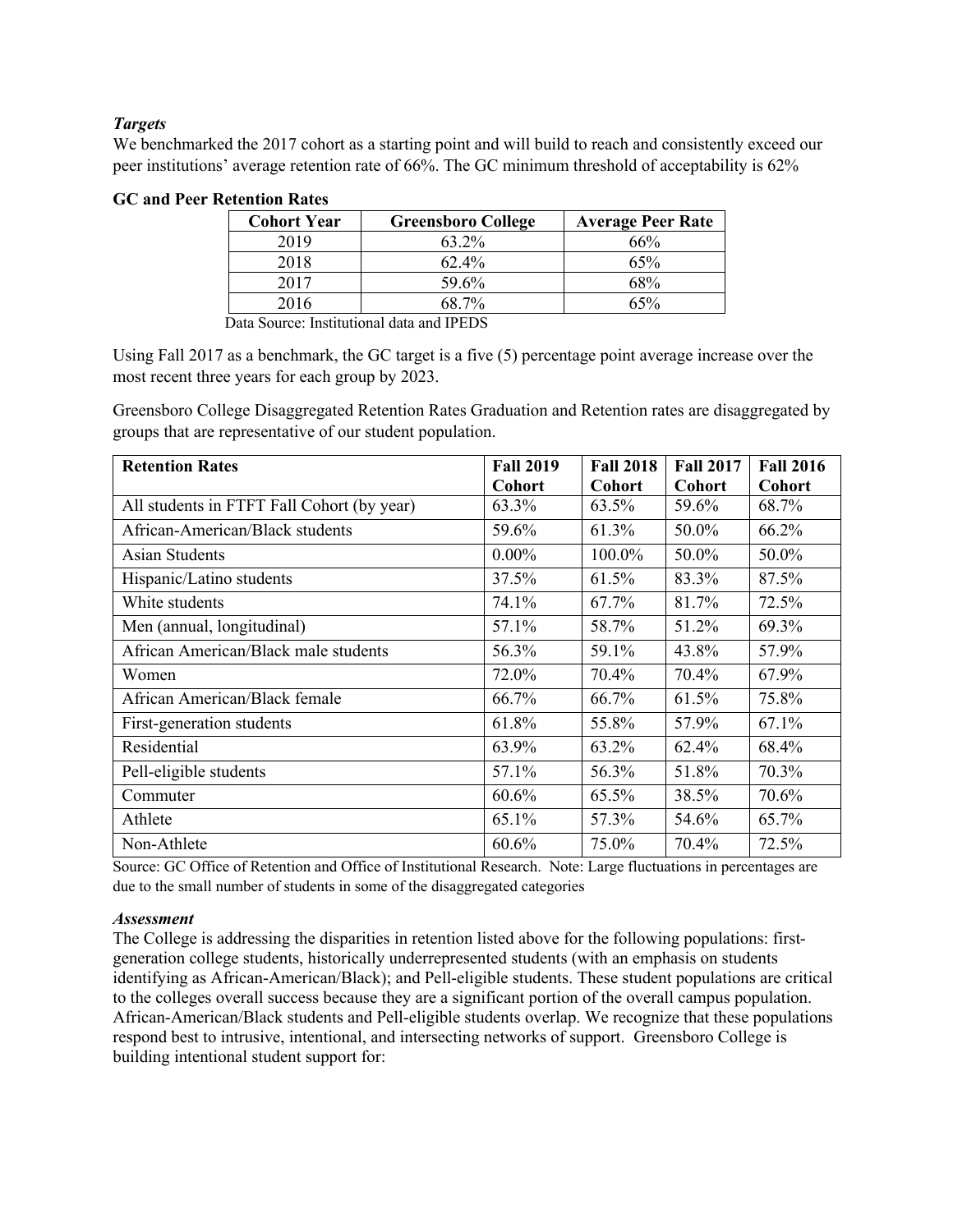***Targets***

We benchmarked the 2017 cohort as a starting point and will build to reach and consistently exceed our peer institutions' average retention rate of 66%. The GC minimum threshold of acceptability is 62%

**GC and Peer Retention Rates**

| Cohort Year | Greensboro College | Average Peer Rate |
|---|---|---|
| 2019 | 63.2% | 66% |
| 2018 | 62.4% | 65% |
| 2017 | 59.6% | 68% |
| 2016 | 68.7% | 65% |

Data Source: Institutional data and IPEDS

Using Fall 2017 as a benchmark, the GC target is a five (5) percentage point average increase over the most recent three years for each group by 2023.

Greensboro College Disaggregated Retention Rates Graduation and Retention rates are disaggregated by groups that are representative of our student population.

| Retention Rates | Fall 2019 Cohort | Fall 2018 Cohort | Fall 2017 Cohort | Fall 2016 Cohort |
|---|---|---|---|---|
| All students in FTFT Fall Cohort (by year) | 63.3% | 63.5% | 59.6% | 68.7% |
| African-American/Black students | 59.6% | 61.3% | 50.0% | 66.2% |
| Asian Students | 0.00% | 100.0% | 50.0% | 50.0% |
| Hispanic/Latino students | 37.5% | 61.5% | 83.3% | 87.5% |
| White students | 74.1% | 67.7% | 81.7% | 72.5% |
| Men (annual, longitudinal) | 57.1% | 58.7% | 51.2% | 69.3% |
| African American/Black male students | 56.3% | 59.1% | 43.8% | 57.9% |
| Women | 72.0% | 70.4% | 70.4% | 67.9% |
| African American/Black female | 66.7% | 66.7% | 61.5% | 75.8% |
| First-generation students | 61.8% | 55.8% | 57.9% | 67.1% |
| Residential | 63.9% | 63.2% | 62.4% | 68.4% |
| Pell-eligible students | 57.1% | 56.3% | 51.8% | 70.3% |
| Commuter | 60.6% | 65.5% | 38.5% | 70.6% |
| Athlete | 65.1% | 57.3% | 54.6% | 65.7% |
| Non-Athlete | 60.6% | 75.0% | 70.4% | 72.5% |

Source: GC Office of Retention and Office of Institutional Research. Note: Large fluctuations in percentages are due to the small number of students in some of the disaggregated categories

***Assessment***

The College is addressing the disparities in retention listed above for the following populations: first-generation college students, historically underrepresented students (with an emphasis on students identifying as African-American/Black); and Pell-eligible students. These student populations are critical to the colleges overall success because they are a significant portion of the overall campus population. African-American/Black students and Pell-eligible students overlap. We recognize that these populations respond best to intrusive, intentional, and intersecting networks of support. Greensboro College is building intentional student support for: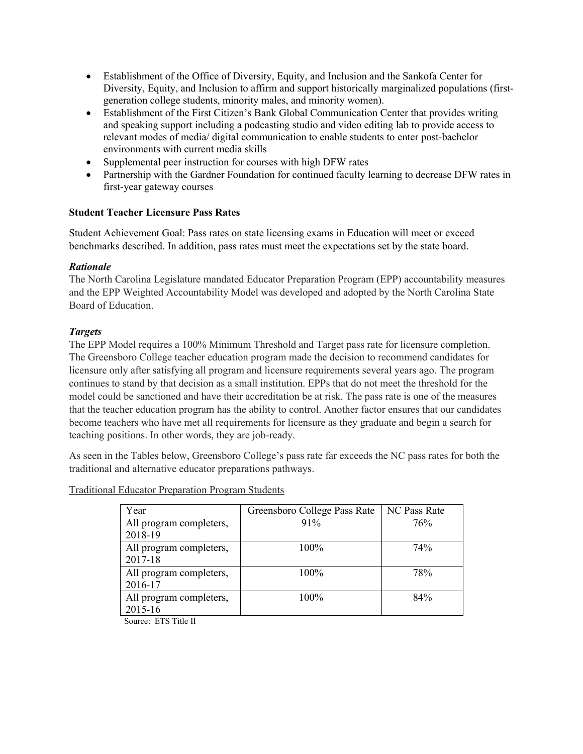- Establishment of the Office of Diversity, Equity, and Inclusion and the Sankofa Center for Diversity, Equity, and Inclusion to affirm and support historically marginalized populations (first-generation college students, minority males, and minority women).
- Establishment of the First Citizen's Bank Global Communication Center that provides writing and speaking support including a podcasting studio and video editing lab to provide access to relevant modes of media/ digital communication to enable students to enter post-bachelor environments with current media skills
- Supplemental peer instruction for courses with high DFW rates
- Partnership with the Gardner Foundation for continued faculty learning to decrease DFW rates in first-year gateway courses

**Student Teacher Licensure Pass Rates**

Student Achievement Goal: Pass rates on state licensing exams in Education will meet or exceed benchmarks described. In addition, pass rates must meet the expectations set by the state board.

***Rationale***

The North Carolina Legislature mandated Educator Preparation Program (EPP) accountability measures and the EPP Weighted Accountability Model was developed and adopted by the North Carolina State Board of Education.

***Targets***

The EPP Model requires a 100% Minimum Threshold and Target pass rate for licensure completion. The Greensboro College teacher education program made the decision to recommend candidates for licensure only after satisfying all program and licensure requirements several years ago. The program continues to stand by that decision as a small institution. EPPs that do not meet the threshold for the model could be sanctioned and have their accreditation be at risk. The pass rate is one of the measures that the teacher education program has the ability to control. Another factor ensures that our candidates become teachers who have met all requirements for licensure as they graduate and begin a search for teaching positions. In other words, they are job-ready.

As seen in the Tables below, Greensboro College's pass rate far exceeds the NC pass rates for both the traditional and alternative educator preparations pathways.

Traditional Educator Preparation Program Students

| Year | Greensboro College Pass Rate | NC Pass Rate |
|---|---|---|
| All program completers, 2018-19 | 91% | 76% |
| All program completers, 2017-18 | 100% | 74% |
| All program completers, 2016-17 | 100% | 78% |
| All program completers, 2015-16 | 100% | 84% |

Source: ETS Title II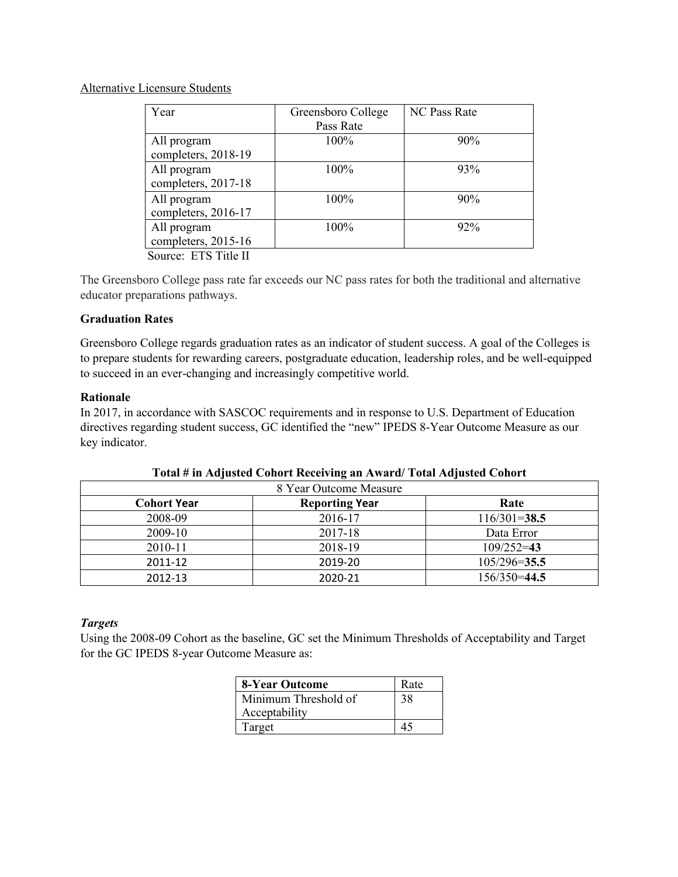Alternative Licensure Students

| Year | Greensboro College Pass Rate | NC Pass Rate |
|---|---|---|
| All program completers, 2018-19 | 100% | 90% |
| All program completers, 2017-18 | 100% | 93% |
| All program completers, 2016-17 | 100% | 90% |
| All program completers, 2015-16 | 100% | 92% |

Source: ETS Title II

The Greensboro College pass rate far exceeds our NC pass rates for both the traditional and alternative educator preparations pathways.

**Graduation Rates**

Greensboro College regards graduation rates as an indicator of student success. A goal of the Colleges is to prepare students for rewarding careers, postgraduate education, leadership roles, and be well-equipped to succeed in an ever-changing and increasingly competitive world.

**Rationale**

In 2017, in accordance with SASCOC requirements and in response to U.S. Department of Education directives regarding student success, GC identified the "new" IPEDS 8-Year Outcome Measure as our key indicator.

**Total # in Adjusted Cohort Receiving an Award/ Total Adjusted Cohort**

| 8 Year Outcome Measure | | |
|---|---|---|
| **Cohort Year** | **Reporting Year** | **Rate** |
| 2008-09 | 2016-17 | 116/301=**38.5** |
| 2009-10 | 2017-18 | Data Error |
| 2010-11 | 2018-19 | 109/252=**43** |
| 2011-12 | 2019-20 | 105/296=**35.5** |
| 2012-13 | 2020-21 | 156/350=**44.5** |

***Targets***

Using the 2008-09 Cohort as the baseline, GC set the Minimum Thresholds of Acceptability and Target for the GC IPEDS 8-year Outcome Measure as:

| **8-Year Outcome** | Rate |
|---|---|
| Minimum Threshold of Acceptability | 38 |
| Target | 45 |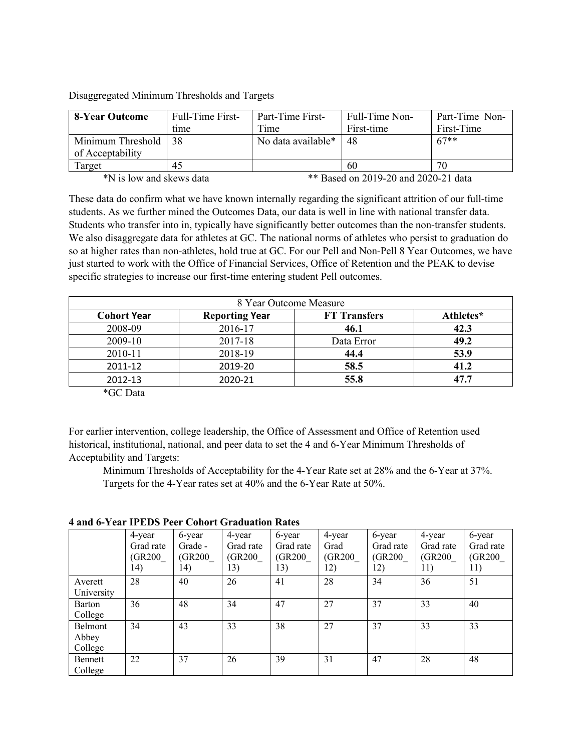Disaggregated Minimum Thresholds and Targets

| **8-Year Outcome** | Full-Time First-time | Part-Time First-Time | Full-Time Non-First-time | Part-Time Non-First-Time |
|---|---|---|---|---|
| Minimum Threshold of Acceptability | 38 | No data available* | 48 | 67** |
| Target | 45 | | 60 | 70 |

*N is low and skews data ** Based on 2019-20 and 2020-21 data

These data do confirm what we have known internally regarding the significant attrition of our full-time students. As we further mined the Outcomes Data, our data is well in line with national transfer data. Students who transfer into in, typically have significantly better outcomes than the non-transfer students. We also disaggregate data for athletes at GC. The national norms of athletes who persist to graduation do so at higher rates than non-athletes, hold true at GC. For our Pell and Non-Pell 8 Year Outcomes, we have just started to work with the Office of Financial Services, Office of Retention and the PEAK to devise specific strategies to increase our first-time entering student Pell outcomes.

| 8 Year Outcome Measure | | | |
|---|---|---|---|
| **Cohort Year** | **Reporting Year** | **FT Transfers** | **Athletes*** |
| 2008-09 | 2016-17 | **46.1** | **42.3** |
| 2009-10 | 2017-18 | Data Error | **49.2** |
| 2010-11 | 2018-19 | **44.4** | **53.9** |
| 2011-12 | 2019-20 | **58.5** | **41.2** |
| 2012-13 | 2020-21 | **55.8** | **47.7** |

*GC Data

For earlier intervention, college leadership, the Office of Assessment and Office of Retention used historical, institutional, national, and peer data to set the 4 and 6-Year Minimum Thresholds of Acceptability and Targets:

Minimum Thresholds of Acceptability for the 4-Year Rate set at 28% and the 6-Year at 37%.
Targets for the 4-Year rates set at 40% and the 6-Year Rate at 50%.

**4 and 6-Year IPEDS Peer Cohort Graduation Rates**

| | 4-year Grad rate (GR200_ 14) | 6-year Grade - (GR200_ 14) | 4-year Grad rate (GR200_ 13) | 6-year Grad rate (GR200_ 13) | 4-year Grad (GR200_ 12) | 6-year Grad rate (GR200_ 12) | 4-year Grad rate (GR200_ 11) | 6-year Grad rate (GR200_ 11) |
|---|---|---|---|---|---|---|---|---|
| Averett University | 28 | 40 | 26 | 41 | 28 | 34 | 36 | 51 |
| Barton College | 36 | 48 | 34 | 47 | 27 | 37 | 33 | 40 |
| Belmont Abbey College | 34 | 43 | 33 | 38 | 27 | 37 | 33 | 33 |
| Bennett College | 22 | 37 | 26 | 39 | 31 | 47 | 28 | 48 |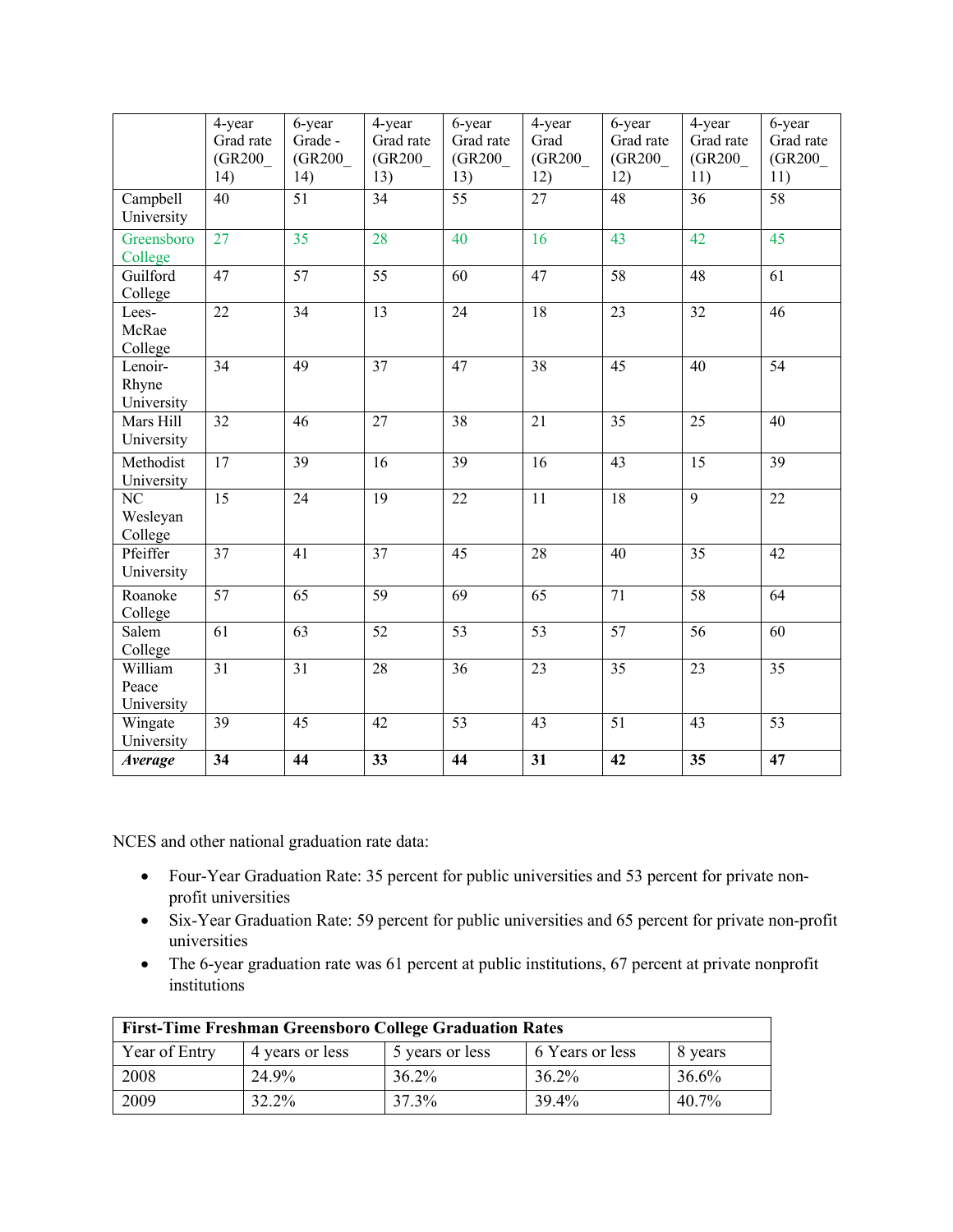| | 4-year Grad rate (GR200_ 14) | 6-year Grade - (GR200_ 14) | 4-year Grad rate (GR200_ 13) | 6-year Grad rate (GR200_ 13) | 4-year Grad (GR200_ 12) | 6-year Grad rate (GR200_ 12) | 4-year Grad rate (GR200_ 11) | 6-year Grad rate (GR200_ 11) |
|---|---|---|---|---|---|---|---|---|
| Campbell University | 40 | 51 | 34 | 55 | 27 | 48 | 36 | 58 |
| Greensboro College | 27 | 35 | 28 | 40 | 16 | 43 | 42 | 45 |
| Guilford College | 47 | 57 | 55 | 60 | 47 | 58 | 48 | 61 |
| Lees-McRae College | 22 | 34 | 13 | 24 | 18 | 23 | 32 | 46 |
| Lenoir-Rhyne University | 34 | 49 | 37 | 47 | 38 | 45 | 40 | 54 |
| Mars Hill University | 32 | 46 | 27 | 38 | 21 | 35 | 25 | 40 |
| Methodist University | 17 | 39 | 16 | 39 | 16 | 43 | 15 | 39 |
| NC Wesleyan College | 15 | 24 | 19 | 22 | 11 | 18 | 9 | 22 |
| Pfeiffer University | 37 | 41 | 37 | 45 | 28 | 40 | 35 | 42 |
| Roanoke College | 57 | 65 | 59 | 69 | 65 | 71 | 58 | 64 |
| Salem College | 61 | 63 | 52 | 53 | 53 | 57 | 56 | 60 |
| William Peace University | 31 | 31 | 28 | 36 | 23 | 35 | 23 | 35 |
| Wingate University | 39 | 45 | 42 | 53 | 43 | 51 | 43 | 53 |
| ***Average*** | **34** | **44** | **33** | **44** | **31** | **42** | **35** | **47** |

NCES and other national graduation rate data:

- Four-Year Graduation Rate: 35 percent for public universities and 53 percent for private non-profit universities
- Six-Year Graduation Rate: 59 percent for public universities and 65 percent for private non-profit universities
- The 6-year graduation rate was 61 percent at public institutions, 67 percent at private nonprofit institutions

| **First-Time Freshman Greensboro College Graduation Rates** | | | | |
|---|---|---|---|---|
| Year of Entry | 4 years or less | 5 years or less | 6 Years or less | 8 years |
| 2008 | 24.9% | 36.2% | 36.2% | 36.6% |
| 2009 | 32.2% | 37.3% | 39.4% | 40.7% |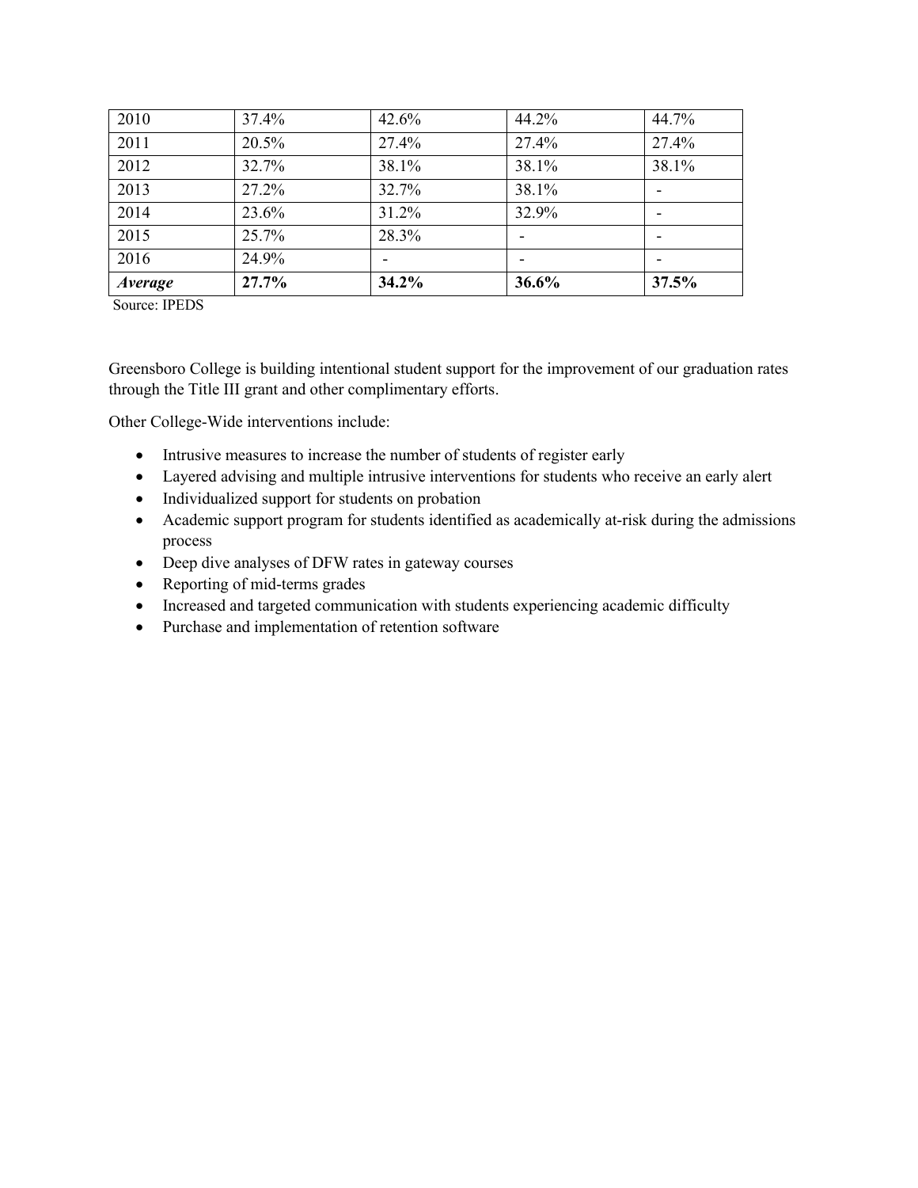| | | | | |
|---|---|---|---|---|
| 2010 | 37.4% | 42.6% | 44.2% | 44.7% |
| 2011 | 20.5% | 27.4% | 27.4% | 27.4% |
| 2012 | 32.7% | 38.1% | 38.1% | 38.1% |
| 2013 | 27.2% | 32.7% | 38.1% | - |
| 2014 | 23.6% | 31.2% | 32.9% | - |
| 2015 | 25.7% | 28.3% | - | - |
| 2016 | 24.9% | - | - | - |
| ***Average*** | **27.7%** | **34.2%** | **36.6%** | **37.5%** |

Source: IPEDS

Greensboro College is building intentional student support for the improvement of our graduation rates through the Title III grant and other complimentary efforts.

Other College-Wide interventions include:

- Intrusive measures to increase the number of students of register early
- Layered advising and multiple intrusive interventions for students who receive an early alert
- Individualized support for students on probation
- Academic support program for students identified as academically at-risk during the admissions process
- Deep dive analyses of DFW rates in gateway courses
- Reporting of mid-terms grades
- Increased and targeted communication with students experiencing academic difficulty
- Purchase and implementation of retention software